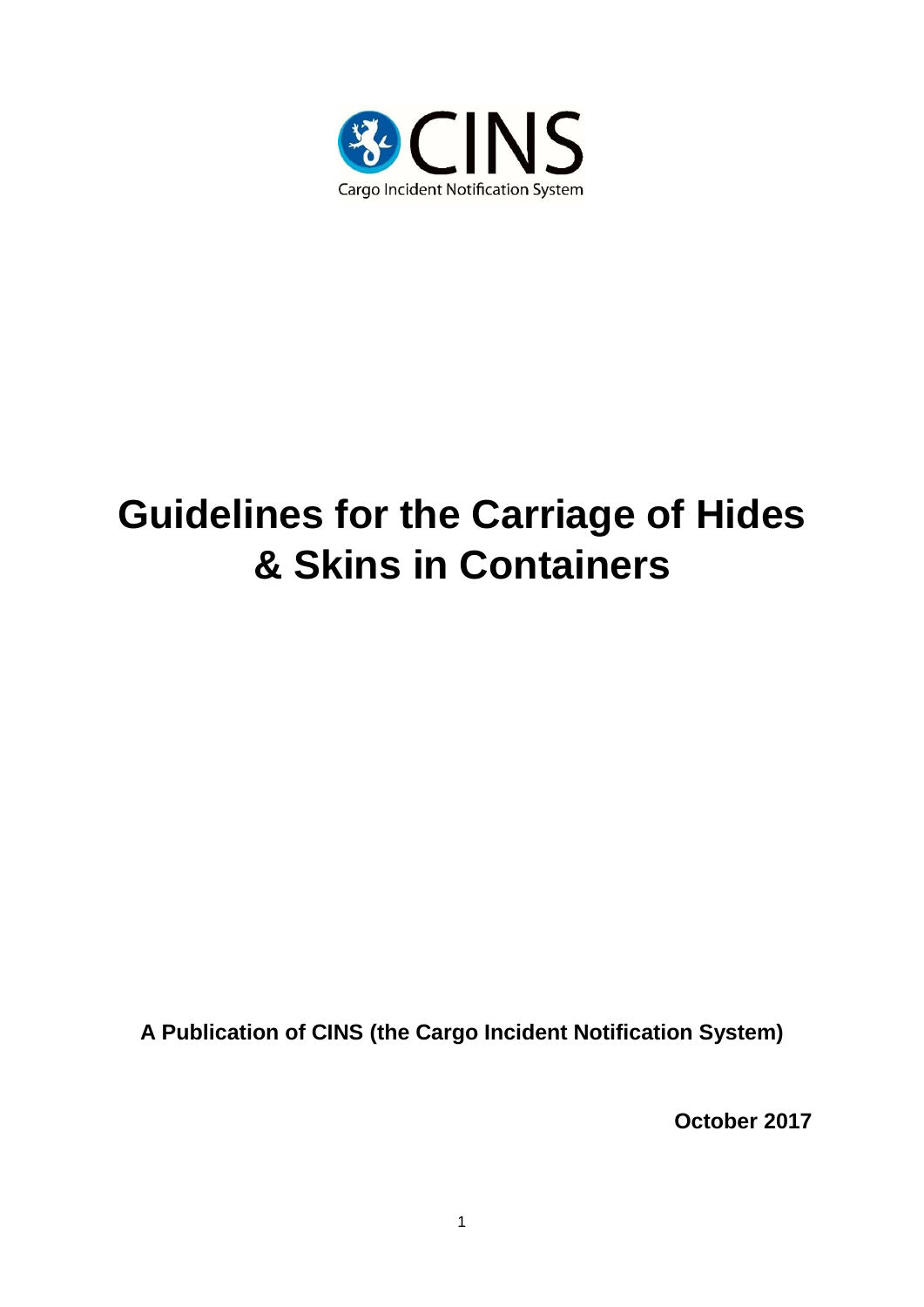CINS

Cargo Incident Notification System

# Guidelines for the Carriage of Hides & Skins in Containers

**A Publication of CINS (the Cargo Incident Notification System)**

**October 2017**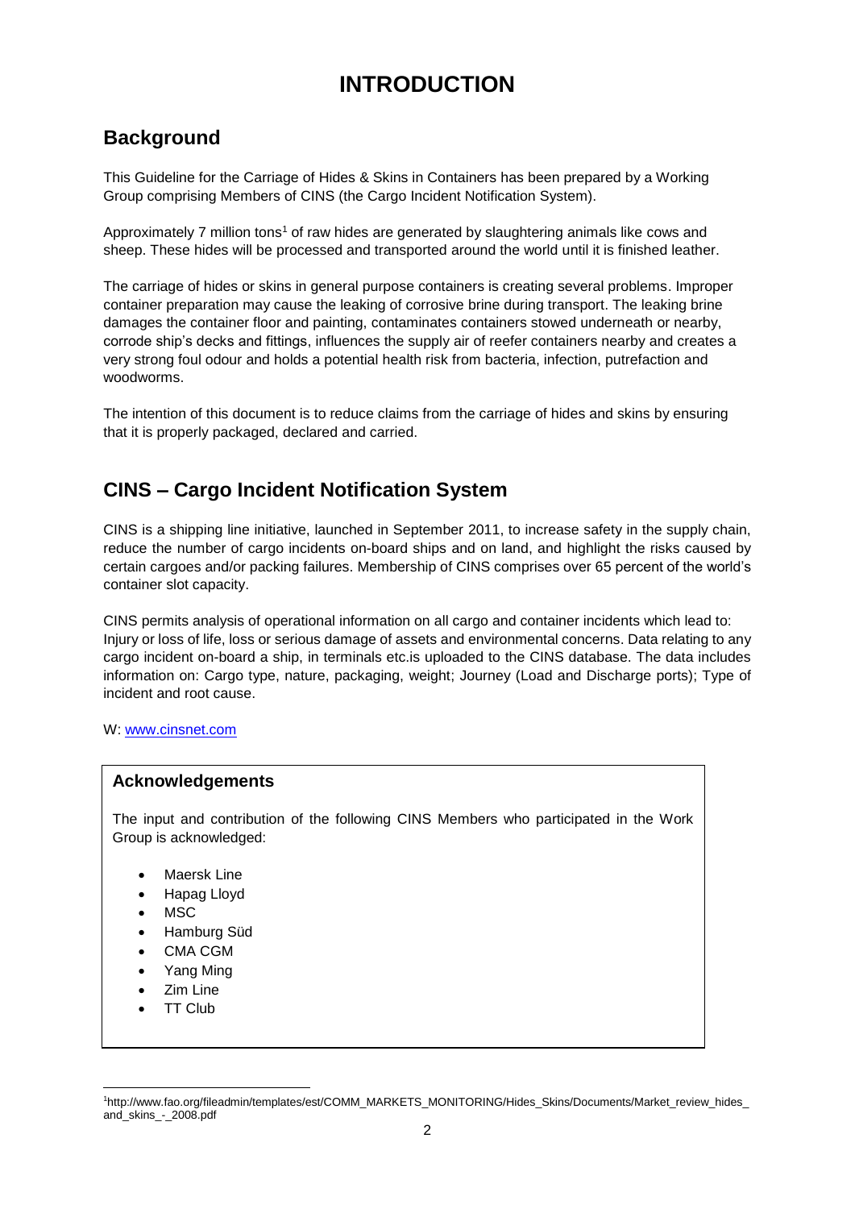# INTRODUCTION

## Background

This Guideline for the Carriage of Hides & Skins in Containers has been prepared by a Working Group comprising Members of CINS (the Cargo Incident Notification System).

Approximately 7 million tons[1] of raw hides are generated by slaughtering animals like cows and sheep. These hides will be processed and transported around the world until it is finished leather.

The carriage of hides or skins in general purpose containers is creating several problems. Improper container preparation may cause the leaking of corrosive brine during transport. The leaking brine damages the container floor and painting, contaminates containers stowed underneath or nearby, corrode ship's decks and fittings, influences the supply air of reefer containers nearby and creates a very strong foul odour and holds a potential health risk from bacteria, infection, putrefaction and woodworms.

The intention of this document is to reduce claims from the carriage of hides and skins by ensuring that it is properly packaged, declared and carried.

## CINS – Cargo Incident Notification System

CINS is a shipping line initiative, launched in September 2011, to increase safety in the supply chain, reduce the number of cargo incidents on-board ships and on land, and highlight the risks caused by certain cargoes and/or packing failures. Membership of CINS comprises over 65 percent of the world's container slot capacity.

CINS permits analysis of operational information on all cargo and container incidents which lead to: Injury or loss of life, loss or serious damage of assets and environmental concerns. Data relating to any cargo incident on-board a ship, in terminals etc.is uploaded to the CINS database. The data includes information on: Cargo type, nature, packaging, weight; Journey (Load and Discharge ports); Type of incident and root cause.

W: www.cinsnet.com

### Acknowledgements

The input and contribution of the following CINS Members who participated in the Work Group is acknowledged:

- Maersk Line
- Hapag Lloyd
- MSC
- Hamburg Süd
- CMA CGM
- Yang Ming
- Zim Line
- TT Club

[1] http://www.fao.org/fileadmin/templates/est/COMM_MARKETS_MONITORING/Hides_Skins/Documents/Market_review_hides_and_skins_-_2008.pdf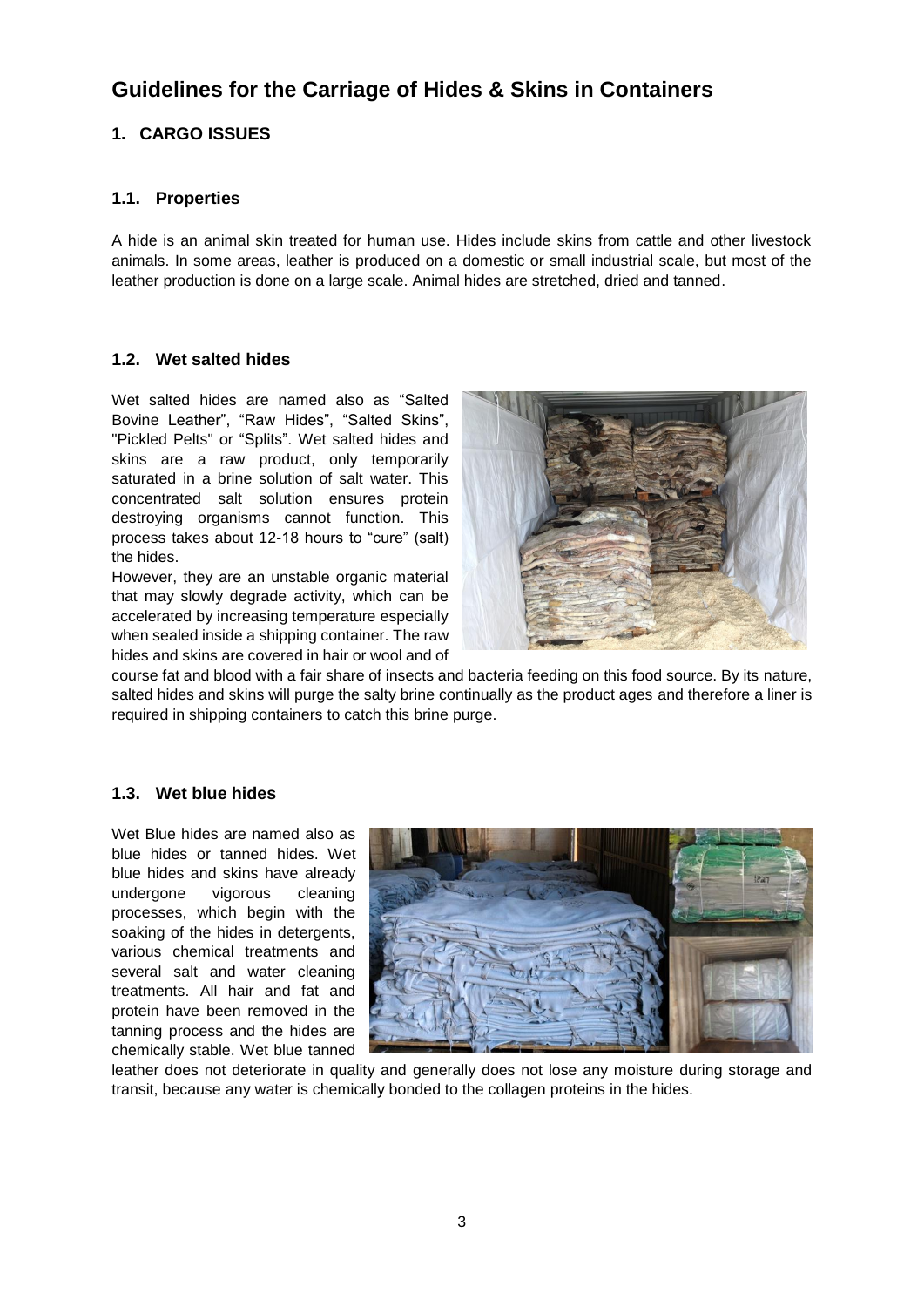# Guidelines for the Carriage of Hides & Skins in Containers

## 1. CARGO ISSUES

### 1.1. Properties

A hide is an animal skin treated for human use. Hides include skins from cattle and other livestock animals. In some areas, leather is produced on a domestic or small industrial scale, but most of the leather production is done on a large scale. Animal hides are stretched, dried and tanned.

### 1.2. Wet salted hides

Wet salted hides are named also as "Salted Bovine Leather", "Raw Hides", "Salted Skins", "Pickled Pelts" or "Splits". Wet salted hides and skins are a raw product, only temporarily saturated in a brine solution of salt water. This concentrated salt solution ensures protein destroying organisms cannot function. This process takes about 12-18 hours to "cure" (salt) the hides.

However, they are an unstable organic material that may slowly degrade activity, which can be accelerated by increasing temperature especially when sealed inside a shipping container. The raw hides and skins are covered in hair or wool and of course fat and blood with a fair share of insects and bacteria feeding on this food source. By its nature, salted hides and skins will purge the salty brine continually as the product ages and therefore a liner is required in shipping containers to catch this brine purge.

### 1.3. Wet blue hides

Wet Blue hides are named also as blue hides or tanned hides. Wet blue hides and skins have already undergone vigorous cleaning processes, which begin with the soaking of the hides in detergents, various chemical treatments and several salt and water cleaning treatments. All hair and fat and protein have been removed in the tanning process and the hides are chemically stable. Wet blue tanned leather does not deteriorate in quality and generally does not lose any moisture during storage and transit, because any water is chemically bonded to the collagen proteins in the hides.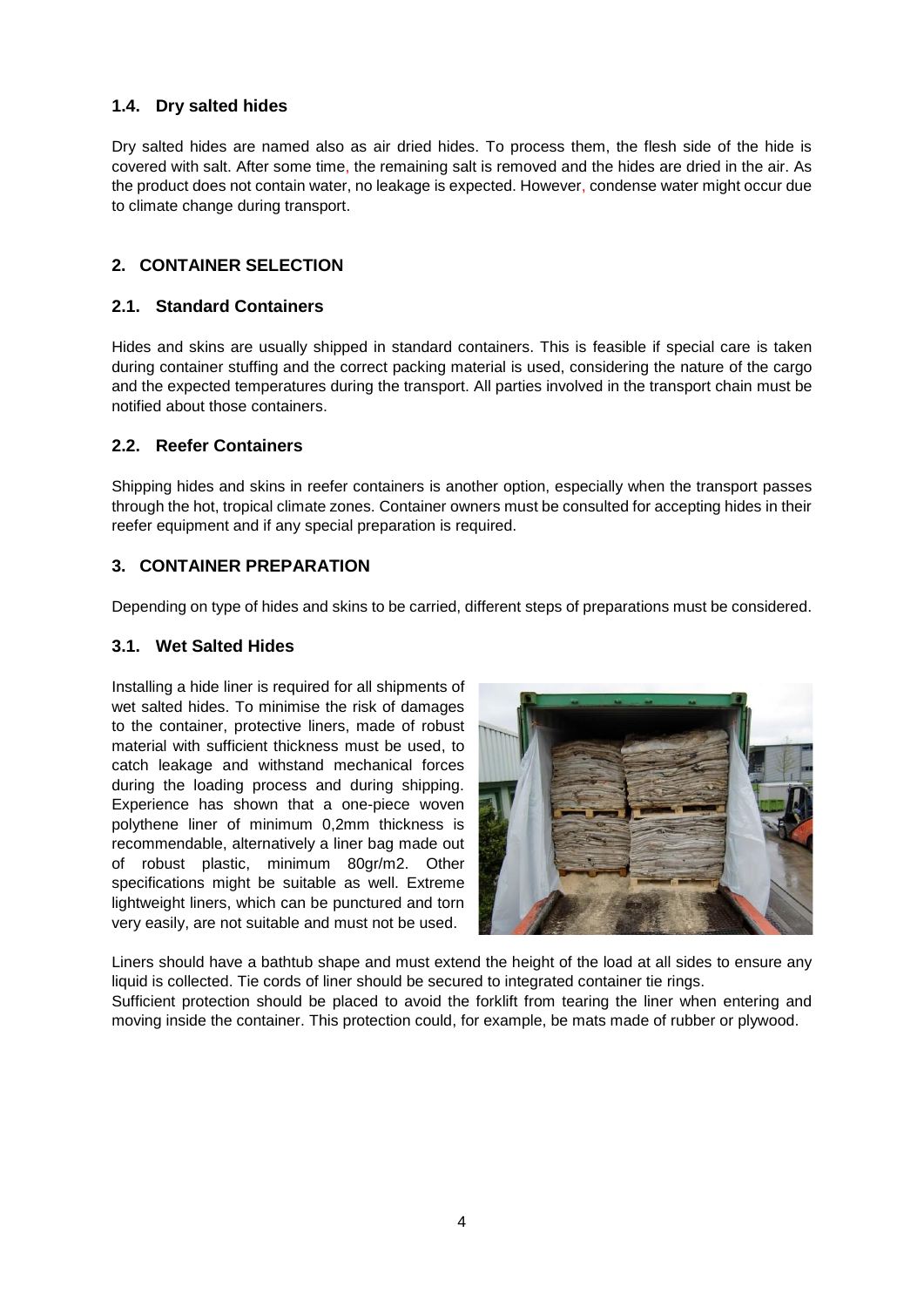### 1.4. Dry salted hides

Dry salted hides are named also as air dried hides. To process them, the flesh side of the hide is covered with salt. After some time, the remaining salt is removed and the hides are dried in the air. As the product does not contain water, no leakage is expected. However, condense water might occur due to climate change during transport.

## 2. CONTAINER SELECTION

### 2.1. Standard Containers

Hides and skins are usually shipped in standard containers. This is feasible if special care is taken during container stuffing and the correct packing material is used, considering the nature of the cargo and the expected temperatures during the transport. All parties involved in the transport chain must be notified about those containers.

### 2.2. Reefer Containers

Shipping hides and skins in reefer containers is another option, especially when the transport passes through the hot, tropical climate zones. Container owners must be consulted for accepting hides in their reefer equipment and if any special preparation is required.

## 3. CONTAINER PREPARATION

Depending on type of hides and skins to be carried, different steps of preparations must be considered.

### 3.1. Wet Salted Hides

Installing a hide liner is required for all shipments of wet salted hides. To minimise the risk of damages to the container, protective liners, made of robust material with sufficient thickness must be used, to catch leakage and withstand mechanical forces during the loading process and during shipping. Experience has shown that a one-piece woven polythene liner of minimum 0,2mm thickness is recommendable, alternatively a liner bag made out of robust plastic, minimum 80gr/m2. Other specifications might be suitable as well. Extreme lightweight liners, which can be punctured and torn very easily, are not suitable and must not be used.

Liners should have a bathtub shape and must extend the height of the load at all sides to ensure any liquid is collected. Tie cords of liner should be secured to integrated container tie rings.
Sufficient protection should be placed to avoid the forklift from tearing the liner when entering and moving inside the container. This protection could, for example, be mats made of rubber or plywood.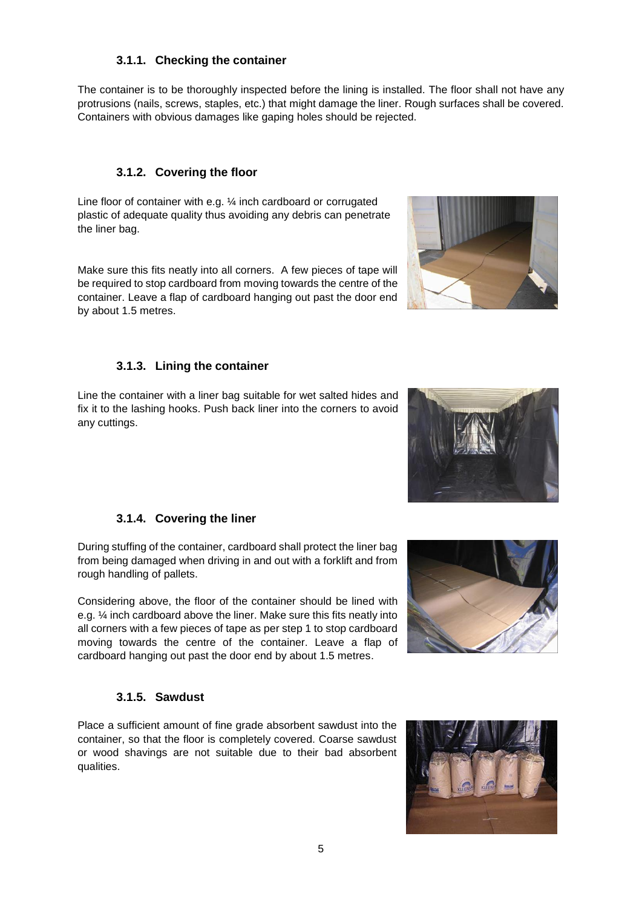### 3.1.1. Checking the container

The container is to be thoroughly inspected before the lining is installed. The floor shall not have any protrusions (nails, screws, staples, etc.) that might damage the liner. Rough surfaces shall be covered. Containers with obvious damages like gaping holes should be rejected.

### 3.1.2. Covering the floor

Line floor of container with e.g. ¼ inch cardboard or corrugated plastic of adequate quality thus avoiding any debris can penetrate the liner bag.

Make sure this fits neatly into all corners. A few pieces of tape will be required to stop cardboard from moving towards the centre of the container. Leave a flap of cardboard hanging out past the door end by about 1.5 metres.

### 3.1.3. Lining the container

Line the container with a liner bag suitable for wet salted hides and fix it to the lashing hooks. Push back liner into the corners to avoid any cuttings.

### 3.1.4. Covering the liner

During stuffing of the container, cardboard shall protect the liner bag from being damaged when driving in and out with a forklift and from rough handling of pallets.

Considering above, the floor of the container should be lined with e.g. ¼ inch cardboard above the liner. Make sure this fits neatly into all corners with a few pieces of tape as per step 1 to stop cardboard moving towards the centre of the container. Leave a flap of cardboard hanging out past the door end by about 1.5 metres.

### 3.1.5. Sawdust

Place a sufficient amount of fine grade absorbent sawdust into the container, so that the floor is completely covered. Coarse sawdust or wood shavings are not suitable due to their bad absorbent qualities.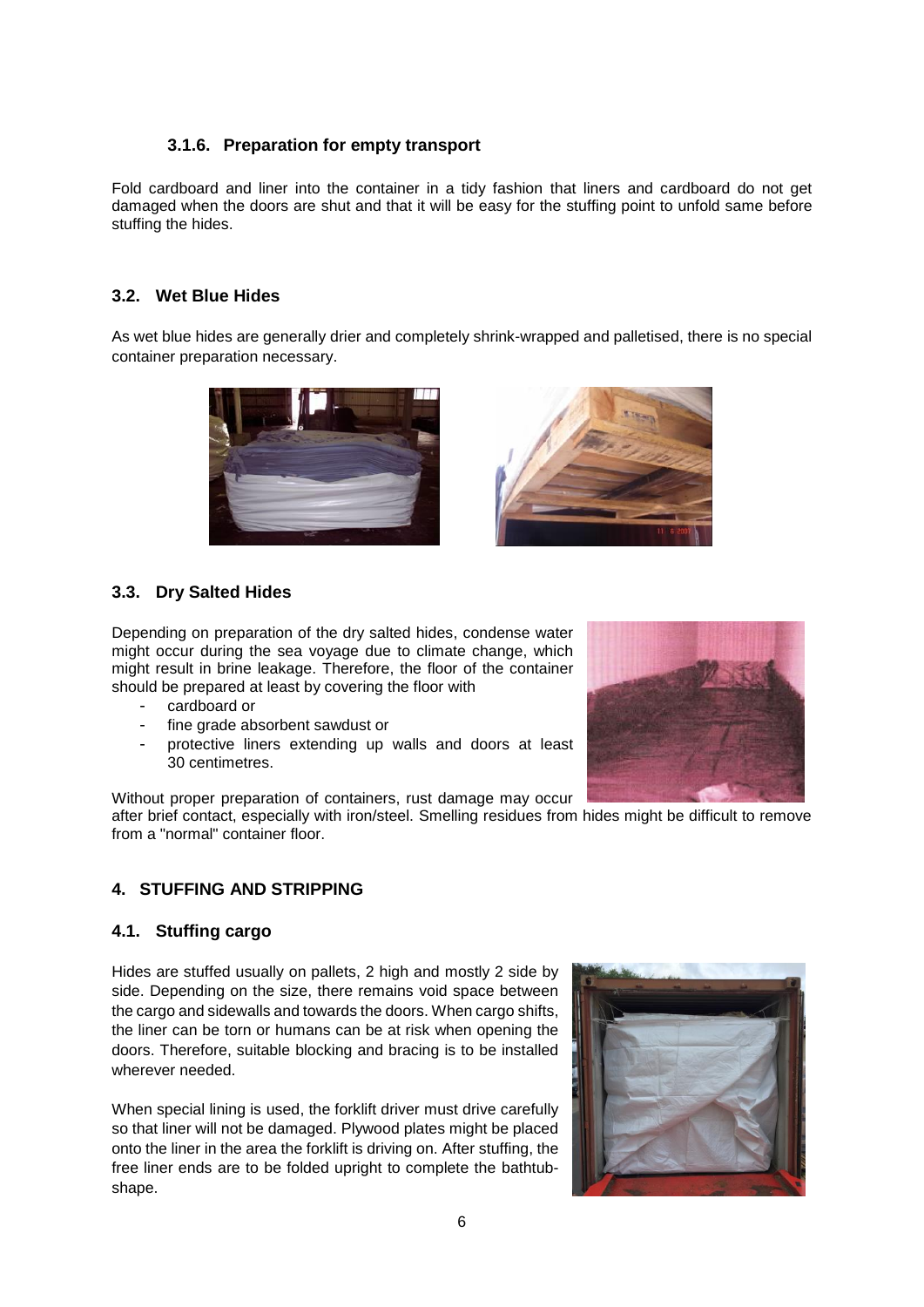#### 3.1.6. Preparation for empty transport

Fold cardboard and liner into the container in a tidy fashion that liners and cardboard do not get damaged when the doors are shut and that it will be easy for the stuffing point to unfold same before stuffing the hides.

### 3.2. Wet Blue Hides

As wet blue hides are generally drier and completely shrink-wrapped and palletised, there is no special container preparation necessary.

### 3.3. Dry Salted Hides

Depending on preparation of the dry salted hides, condense water might occur during the sea voyage due to climate change, which might result in brine leakage. Therefore, the floor of the container should be prepared at least by covering the floor with

- cardboard or
- fine grade absorbent sawdust or
- protective liners extending up walls and doors at least 30 centimetres.

Without proper preparation of containers, rust damage may occur after brief contact, especially with iron/steel. Smelling residues from hides might be difficult to remove from a "normal" container floor.

## 4. STUFFING AND STRIPPING

### 4.1. Stuffing cargo

Hides are stuffed usually on pallets, 2 high and mostly 2 side by side. Depending on the size, there remains void space between the cargo and sidewalls and towards the doors. When cargo shifts, the liner can be torn or humans can be at risk when opening the doors. Therefore, suitable blocking and bracing is to be installed wherever needed.

When special lining is used, the forklift driver must drive carefully so that liner will not be damaged. Plywood plates might be placed onto the liner in the area the forklift is driving on. After stuffing, the free liner ends are to be folded upright to complete the bathtub-shape.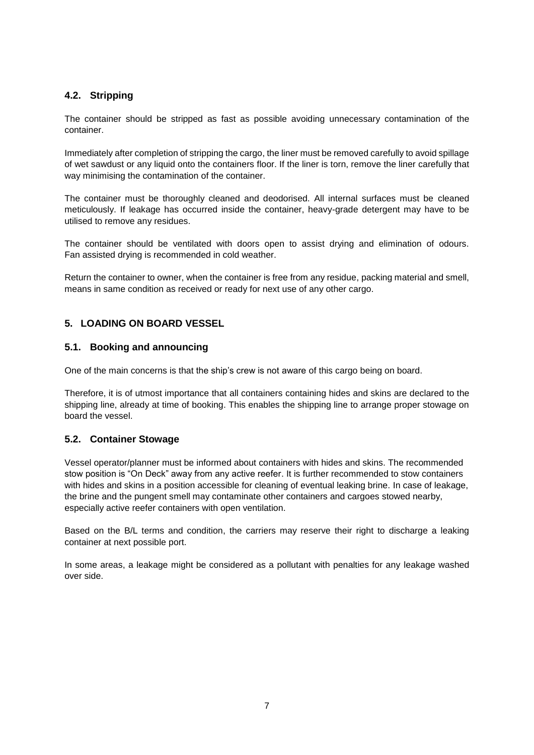### 4.2. Stripping

The container should be stripped as fast as possible avoiding unnecessary contamination of the container.

Immediately after completion of stripping the cargo, the liner must be removed carefully to avoid spillage of wet sawdust or any liquid onto the containers floor. If the liner is torn, remove the liner carefully that way minimising the contamination of the container.

The container must be thoroughly cleaned and deodorised. All internal surfaces must be cleaned meticulously. If leakage has occurred inside the container, heavy-grade detergent may have to be utilised to remove any residues.

The container should be ventilated with doors open to assist drying and elimination of odours. Fan assisted drying is recommended in cold weather.

Return the container to owner, when the container is free from any residue, packing material and smell, means in same condition as received or ready for next use of any other cargo.

## 5. LOADING ON BOARD VESSEL

### 5.1. Booking and announcing

One of the main concerns is that the ship's crew is not aware of this cargo being on board.

Therefore, it is of utmost importance that all containers containing hides and skins are declared to the shipping line, already at time of booking. This enables the shipping line to arrange proper stowage on board the vessel.

### 5.2. Container Stowage

Vessel operator/planner must be informed about containers with hides and skins. The recommended stow position is "On Deck" away from any active reefer. It is further recommended to stow containers with hides and skins in a position accessible for cleaning of eventual leaking brine. In case of leakage, the brine and the pungent smell may contaminate other containers and cargoes stowed nearby, especially active reefer containers with open ventilation.

Based on the B/L terms and condition, the carriers may reserve their right to discharge a leaking container at next possible port.

In some areas, a leakage might be considered as a pollutant with penalties for any leakage washed over side.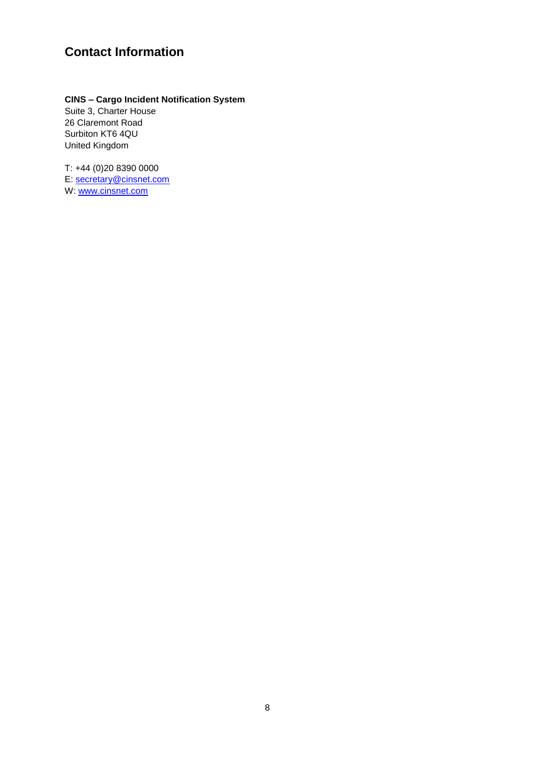## Contact Information

**CINS – Cargo Incident Notification System**
Suite 3, Charter House
26 Claremont Road
Surbiton KT6 4QU
United Kingdom

T: +44 (0)20 8390 0000
E: secretary@cinsnet.com
W: www.cinsnet.com